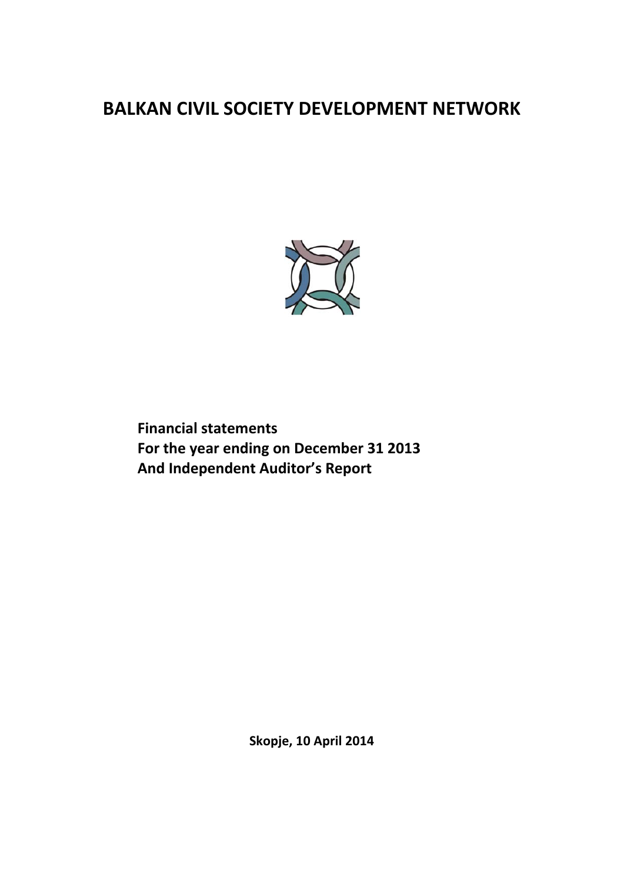# BALKAN CIVIL SOCIETY DEVELOPMENT NETWORK

**Financial statements**
**For the year ending on December 31 2013**
**And Independent Auditor's Report**

**Skopje, 10 April 2014**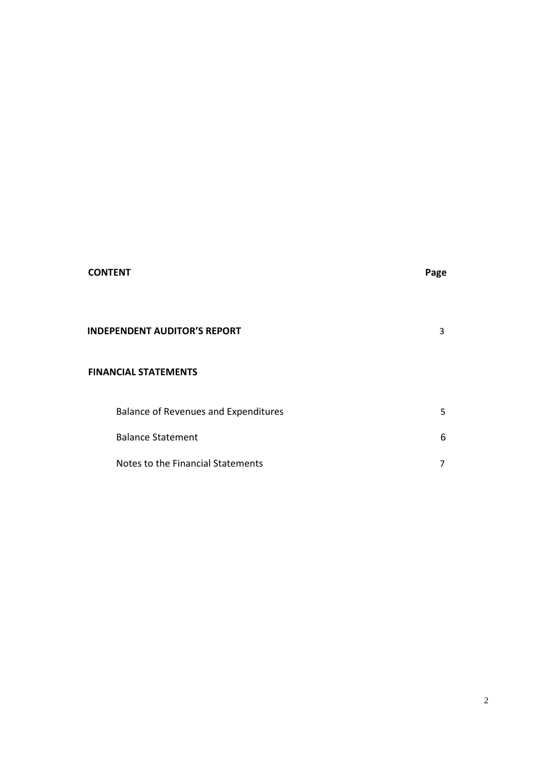| **CONTENT** | **Page** |
|---|---|
| **INDEPENDENT AUDITOR'S REPORT** | 3 |
| **FINANCIAL STATEMENTS** | |
| Balance of Revenues and Expenditures | 5 |
| Balance Statement | 6 |
| Notes to the Financial Statements | 7 |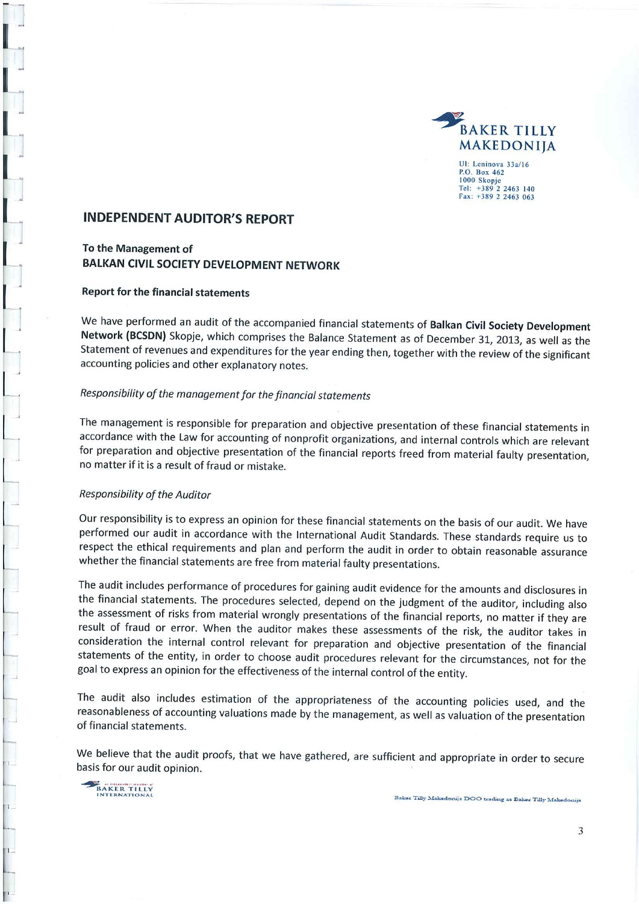BAKER TILLY MAKEDONIJA

Ul: Leninova 33a/16
P.O. Box 462
1000 Skopje
Tel: +389 2 2463 140
Fax: +389 2 2463 063

## INDEPENDENT AUDITOR'S REPORT

**To the Management of**
**BALKAN CIVIL SOCIETY DEVELOPMENT NETWORK**

**Report for the financial statements**

We have performed an audit of the accompanied financial statements of **Balkan Civil Society Development Network (BCSDN)** Skopje, which comprises the Balance Statement as of December 31, 2013, as well as the Statement of revenues and expenditures for the year ending then, together with the review of the significant accounting policies and other explanatory notes.

*Responsibility of the management for the financial statements*

The management is responsible for preparation and objective presentation of these financial statements in accordance with the Law for accounting of nonprofit organizations, and internal controls which are relevant for preparation and objective presentation of the financial reports freed from material faulty presentation, no matter if it is a result of fraud or mistake.

*Responsibility of the Auditor*

Our responsibility is to express an opinion for these financial statements on the basis of our audit. We have performed our audit in accordance with the International Audit Standards. These standards require us to respect the ethical requirements and plan and perform the audit in order to obtain reasonable assurance whether the financial statements are free from material faulty presentations.

The audit includes performance of procedures for gaining audit evidence for the amounts and disclosures in the financial statements. The procedures selected, depend on the judgment of the auditor, including also the assessment of risks from material wrongly presentations of the financial reports, no matter if they are result of fraud or error. When the auditor makes these assessments of the risk, the auditor takes in consideration the internal control relevant for preparation and objective presentation of the financial statements of the entity, in order to choose audit procedures relevant for the circumstances, not for the goal to express an opinion for the effectiveness of the internal control of the entity.

The audit also includes estimation of the appropriateness of the accounting policies used, and the reasonableness of accounting valuations made by the management, as well as valuation of the presentation of financial statements.

We believe that the audit proofs, that we have gathered, are sufficient and appropriate in order to secure basis for our audit opinion.

BAKER TILLY INTERNATIONAL

Baker Tilly Makedonija DOO trading as Baker Tilly Makedonija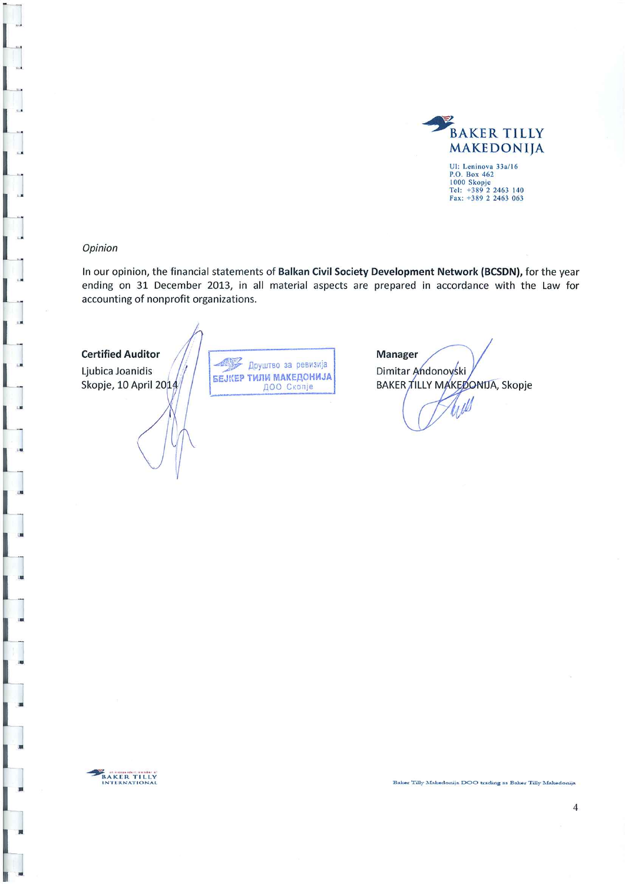**BAKER TILLY MAKEDONIJA**

Ul: Leninova 33a/16
P.O. Box 462
1000 Skopje
Tel: +389 2 2463 140
Fax: +389 2 2463 063

*Opinion*

In our opinion, the financial statements of **Balkan Civil Society Development Network (BCSDN),** for the year ending on 31 December 2013, in all material aspects are prepared in accordance with the Law for accounting of nonprofit organizations.

**Certified Auditor**
Ljubica Joanidis
Skopje, 10 April 2014

Друштво за ревизија
БЕЈКЕР ТИЛИ МАКЕДОНИЈА
ДОО Скопје

**Manager**
Dimitar Andonovski
BAKER TILLY MAKEDONIJA, Skopje

an independent member of BAKER TILLY INTERNATIONAL

Baker Tilly Makedonija DOO trading as Baker Tilly Makedonija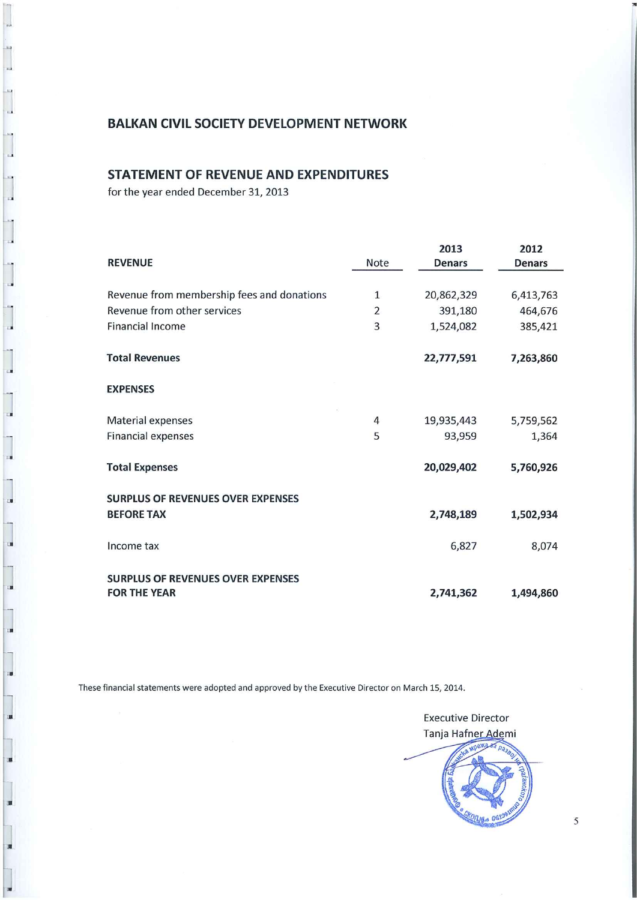# BALKAN CIVIL SOCIETY DEVELOPMENT NETWORK

## STATEMENT OF REVENUE AND EXPENDITURES

for the year ended December 31, 2013

| REVENUE | Note | 2013 Denars | 2012 Denars |
|---|---|---|---|
| Revenue from membership fees and donations | 1 | 20,862,329 | 6,413,763 |
| Revenue from other services | 2 | 391,180 | 464,676 |
| Financial Income | 3 | 1,524,082 | 385,421 |
| **Total Revenues** | | **22,777,591** | **7,263,860** |
| **EXPENSES** | | | |
| Material expenses | 4 | 19,935,443 | 5,759,562 |
| Financial expenses | 5 | 93,959 | 1,364 |
| **Total Expenses** | | **20,029,402** | **5,760,926** |
| **SURPLUS OF REVENUES OVER EXPENSES BEFORE TAX** | | **2,748,189** | **1,502,934** |
| Income tax | | 6,827 | 8,074 |
| **SURPLUS OF REVENUES OVER EXPENSES FOR THE YEAR** | | **2,741,362** | **1,494,860** |

These financial statements were adopted and approved by the Executive Director on March 15, 2014.

Executive Director
Tanja Hafner Ademi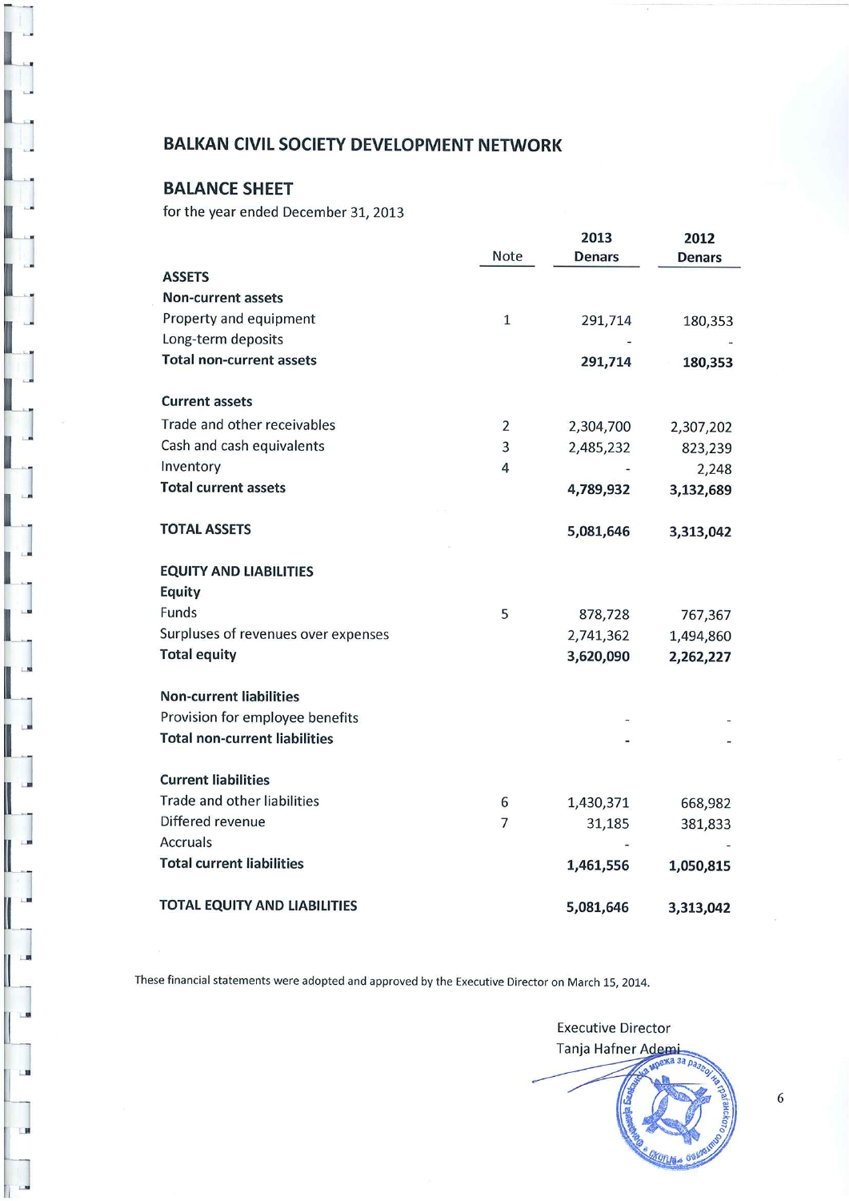## BALKAN CIVIL SOCIETY DEVELOPMENT NETWORK

## BALANCE SHEET

for the year ended December 31, 2013

| | Note | 2013 Denars | 2012 Denars |
|---|---|---|---|
| **ASSETS** | | | |
| **Non-current assets** | | | |
| Property and equipment | 1 | 291,714 | 180,353 |
| Long-term deposits | | - | - |
| **Total non-current assets** | | **291,714** | **180,353** |
| | | | |
| **Current assets** | | | |
| Trade and other receivables | 2 | 2,304,700 | 2,307,202 |
| Cash and cash equivalents | 3 | 2,485,232 | 823,239 |
| Inventory | 4 | - | 2,248 |
| **Total current assets** | | **4,789,932** | **3,132,689** |
| | | | |
| **TOTAL ASSETS** | | **5,081,646** | **3,313,042** |
| | | | |
| **EQUITY AND LIABILITIES** | | | |
| **Equity** | | | |
| Funds | 5 | 878,728 | 767,367 |
| Surpluses of revenues over expenses | | 2,741,362 | 1,494,860 |
| **Total equity** | | **3,620,090** | **2,262,227** |
| | | | |
| **Non-current liabilities** | | | |
| Provision for employee benefits | | - | - |
| **Total non-current liabilities** | | **-** | **-** |
| | | | |
| **Current liabilities** | | | |
| Trade and other liabilities | 6 | 1,430,371 | 668,982 |
| Differed revenue | 7 | 31,185 | 381,833 |
| Accruals | | - | - |
| **Total current liabilities** | | **1,461,556** | **1,050,815** |
| | | | |
| **TOTAL EQUITY AND LIABILITIES** | | **5,081,646** | **3,313,042** |

These financial statements were adopted and approved by the Executive Director on March 15, 2014.

Executive Director
Tanja Hafner Ademi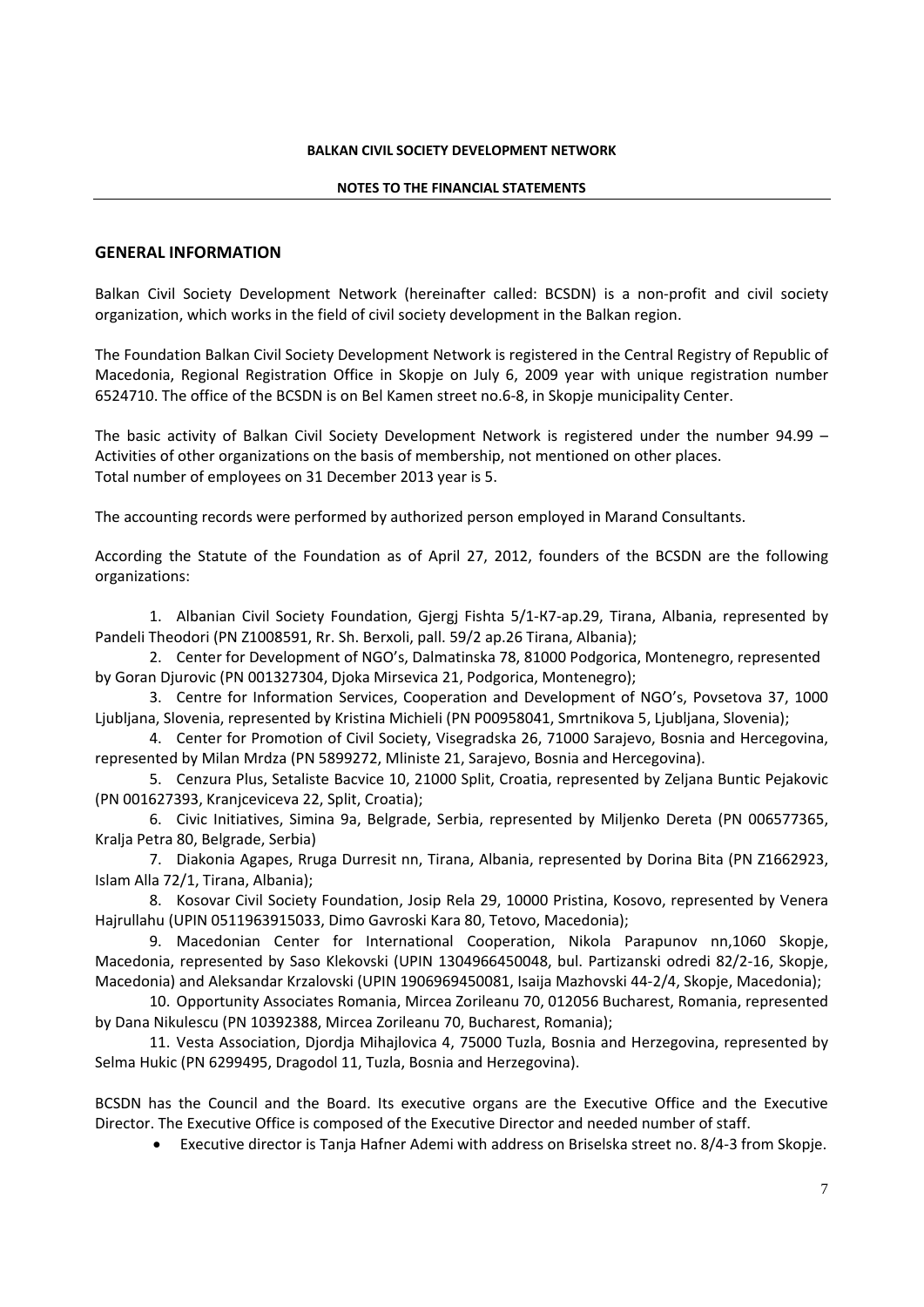**BALKAN CIVIL SOCIETY DEVELOPMENT NETWORK**

**NOTES TO THE FINANCIAL STATEMENTS**

## GENERAL INFORMATION

Balkan Civil Society Development Network (hereinafter called: BCSDN) is a non-profit and civil society organization, which works in the field of civil society development in the Balkan region.

The Foundation Balkan Civil Society Development Network is registered in the Central Registry of Republic of Macedonia, Regional Registration Office in Skopje on July 6, 2009 year with unique registration number 6524710. The office of the BCSDN is on Bel Kamen street no.6-8, in Skopje municipality Center.

The basic activity of Balkan Civil Society Development Network is registered under the number 94.99 – Activities of other organizations on the basis of membership, not mentioned on other places.
Total number of employees on 31 December 2013 year is 5.

The accounting records were performed by authorized person employed in Marand Consultants.

According the Statute of the Foundation as of April 27, 2012, founders of the BCSDN are the following organizations:

1. Albanian Civil Society Foundation, Gjergj Fishta 5/1-K7-ap.29, Tirana, Albania, represented by Pandeli Theodori (PN Z1008591, Rr. Sh. Berxoli, pall. 59/2 ap.26 Tirana, Albania);
2. Center for Development of NGO's, Dalmatinska 78, 81000 Podgorica, Montenegro, represented by Goran Djurovic (PN 001327304, Djoka Mirsevica 21, Podgorica, Montenegro);
3. Centre for Information Services, Cooperation and Development of NGO's, Povsetova 37, 1000 Ljubljana, Slovenia, represented by Kristina Michieli (PN P00958041, Smrtnikova 5, Ljubljana, Slovenia);
4. Center for Promotion of Civil Society, Visegradska 26, 71000 Sarajevo, Bosnia and Hercegovina, represented by Milan Mrdza (PN 5899272, Mliniste 21, Sarajevo, Bosnia and Hercegovina).
5. Cenzura Plus, Setaliste Bacvice 10, 21000 Split, Croatia, represented by Zeljana Buntic Pejakovic (PN 001627393, Kranjceviceva 22, Split, Croatia);
6. Civic Initiatives, Simina 9a, Belgrade, Serbia, represented by Miljenko Dereta (PN 006577365, Kralja Petra 80, Belgrade, Serbia)
7. Diakonia Agapes, Rruga Durresit nn, Tirana, Albania, represented by Dorina Bita (PN Z1662923, Islam Alla 72/1, Tirana, Albania);
8. Kosovar Civil Society Foundation, Josip Rela 29, 10000 Pristina, Kosovo, represented by Venera Hajrullahu (UPIN 0511963915033, Dimo Gavroski Kara 80, Tetovo, Macedonia);
9. Macedonian Center for International Cooperation, Nikola Parapunov nn,1060 Skopje, Macedonia, represented by Saso Klekovski (UPIN 1304966450048, bul. Partizanski odredi 82/2-16, Skopje, Macedonia) and Aleksandar Krzalovski (UPIN 1906969450081, Isaija Mazhovski 44-2/4, Skopje, Macedonia);
10. Opportunity Associates Romania, Mircea Zorileanu 70, 012056 Bucharest, Romania, represented by Dana Nikulescu (PN 10392388, Mircea Zorileanu 70, Bucharest, Romania);
11. Vesta Association, Djordja Mihajlovica 4, 75000 Tuzla, Bosnia and Herzegovina, represented by Selma Hukic (PN 6299495, Dragodol 11, Tuzla, Bosnia and Herzegovina).

BCSDN has the Council and the Board. Its executive organs are the Executive Office and the Executive Director. The Executive Office is composed of the Executive Director and needed number of staff.

- Executive director is Tanja Hafner Ademi with address on Briselska street no. 8/4-3 from Skopje.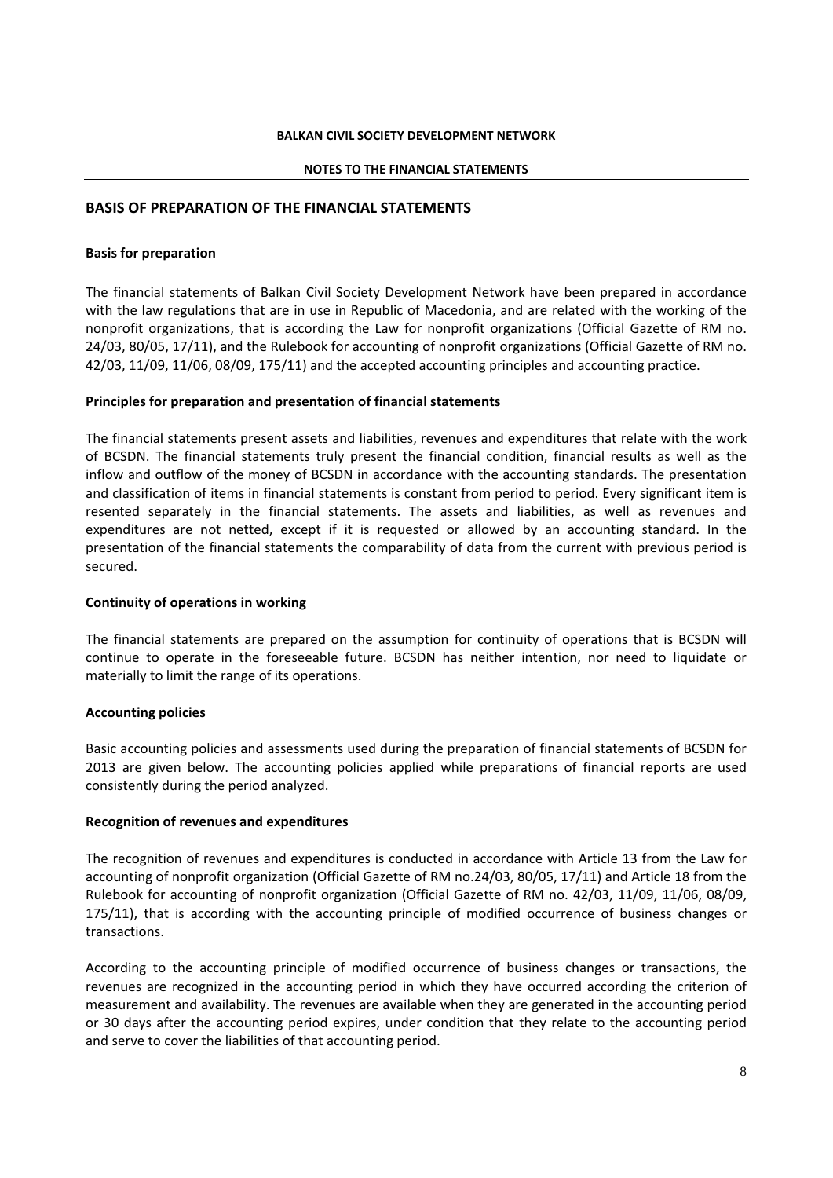## BASIS OF PREPARATION OF THE FINANCIAL STATEMENTS

**Basis for preparation**

The financial statements of Balkan Civil Society Development Network have been prepared in accordance with the law regulations that are in use in Republic of Macedonia, and are related with the working of the nonprofit organizations, that is according the Law for nonprofit organizations (Official Gazette of RM no. 24/03, 80/05, 17/11), and the Rulebook for accounting of nonprofit organizations (Official Gazette of RM no. 42/03, 11/09, 11/06, 08/09, 175/11) and the accepted accounting principles and accounting practice.

**Principles for preparation and presentation of financial statements**

The financial statements present assets and liabilities, revenues and expenditures that relate with the work of BCSDN. The financial statements truly present the financial condition, financial results as well as the inflow and outflow of the money of BCSDN in accordance with the accounting standards. The presentation and classification of items in financial statements is constant from period to period. Every significant item is resented separately in the financial statements. The assets and liabilities, as well as revenues and expenditures are not netted, except if it is requested or allowed by an accounting standard. In the presentation of the financial statements the comparability of data from the current with previous period is secured.

**Continuity of operations in working**

The financial statements are prepared on the assumption for continuity of operations that is BCSDN will continue to operate in the foreseeable future. BCSDN has neither intention, nor need to liquidate or materially to limit the range of its operations.

**Accounting policies**

Basic accounting policies and assessments used during the preparation of financial statements of BCSDN for 2013 are given below. The accounting policies applied while preparations of financial reports are used consistently during the period analyzed.

**Recognition of revenues and expenditures**

The recognition of revenues and expenditures is conducted in accordance with Article 13 from the Law for accounting of nonprofit organization (Official Gazette of RM no.24/03, 80/05, 17/11) and Article 18 from the Rulebook for accounting of nonprofit organization (Official Gazette of RM no. 42/03, 11/09, 11/06, 08/09, 175/11), that is according with the accounting principle of modified occurrence of business changes or transactions.

According to the accounting principle of modified occurrence of business changes or transactions, the revenues are recognized in the accounting period in which they have occurred according the criterion of measurement and availability. The revenues are available when they are generated in the accounting period or 30 days after the accounting period expires, under condition that they relate to the accounting period and serve to cover the liabilities of that accounting period.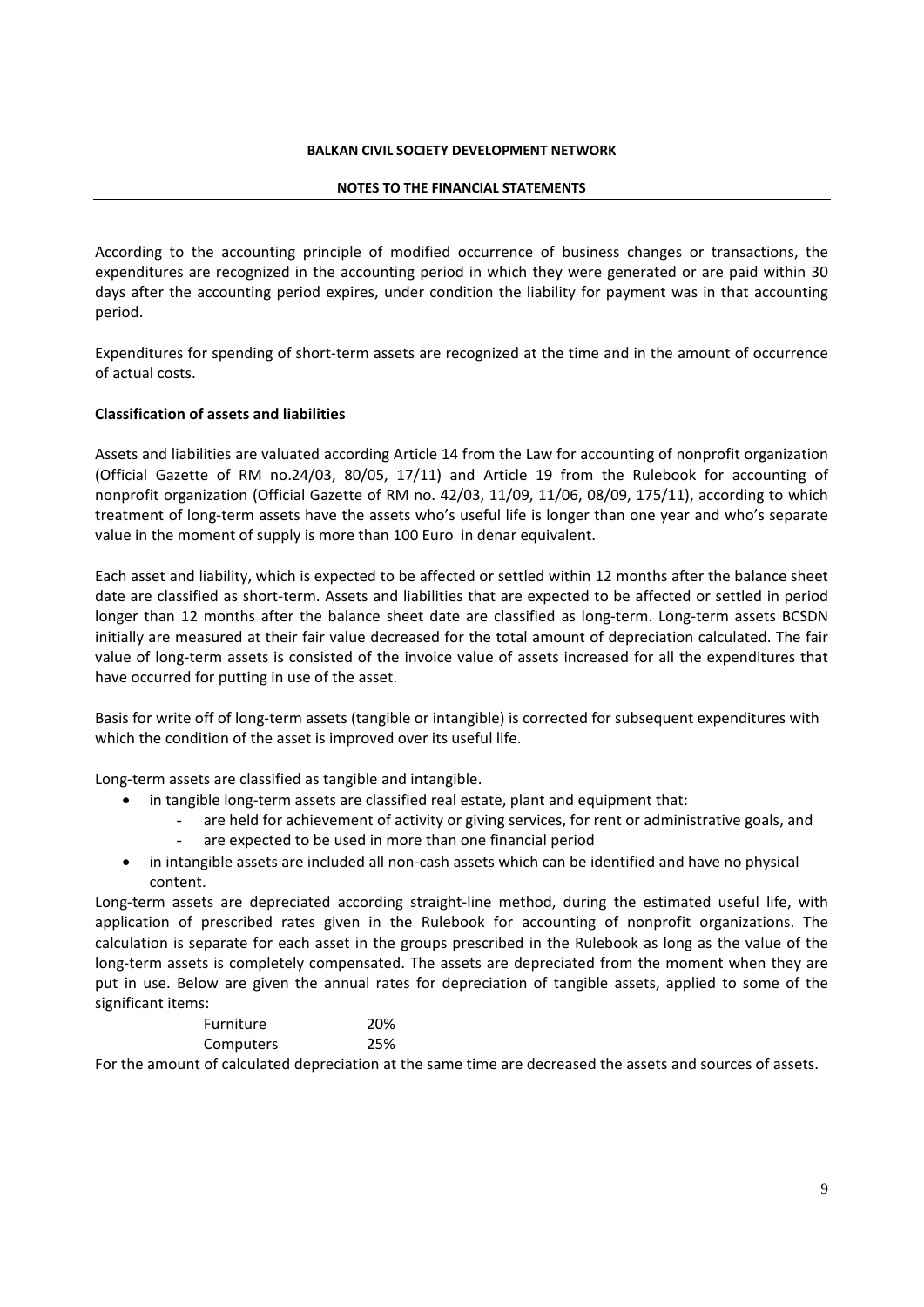According to the accounting principle of modified occurrence of business changes or transactions, the expenditures are recognized in the accounting period in which they were generated or are paid within 30 days after the accounting period expires, under condition the liability for payment was in that accounting period.

Expenditures for spending of short-term assets are recognized at the time and in the amount of occurrence of actual costs.

**Classification of assets and liabilities**

Assets and liabilities are valuated according Article 14 from the Law for accounting of nonprofit organization (Official Gazette of RM no.24/03, 80/05, 17/11) and Article 19 from the Rulebook for accounting of nonprofit organization (Official Gazette of RM no. 42/03, 11/09, 11/06, 08/09, 175/11), according to which treatment of long-term assets have the assets who's useful life is longer than one year and who's separate value in the moment of supply is more than 100 Euro in denar equivalent.

Each asset and liability, which is expected to be affected or settled within 12 months after the balance sheet date are classified as short-term. Assets and liabilities that are expected to be affected or settled in period longer than 12 months after the balance sheet date are classified as long-term. Long-term assets BCSDN initially are measured at their fair value decreased for the total amount of depreciation calculated. The fair value of long-term assets is consisted of the invoice value of assets increased for all the expenditures that have occurred for putting in use of the asset.

Basis for write off of long-term assets (tangible or intangible) is corrected for subsequent expenditures with which the condition of the asset is improved over its useful life.

Long-term assets are classified as tangible and intangible.

- in tangible long-term assets are classified real estate, plant and equipment that:
  - are held for achievement of activity or giving services, for rent or administrative goals, and
  - are expected to be used in more than one financial period
- in intangible assets are included all non-cash assets which can be identified and have no physical content.

Long-term assets are depreciated according straight-line method, during the estimated useful life, with application of prescribed rates given in the Rulebook for accounting of nonprofit organizations. The calculation is separate for each asset in the groups prescribed in the Rulebook as long as the value of the long-term assets is completely compensated. The assets are depreciated from the moment when they are put in use. Below are given the annual rates for depreciation of tangible assets, applied to some of the significant items:

| | |
|---|---|
| Furniture | 20% |
| Computers | 25% |

For the amount of calculated depreciation at the same time are decreased the assets and sources of assets.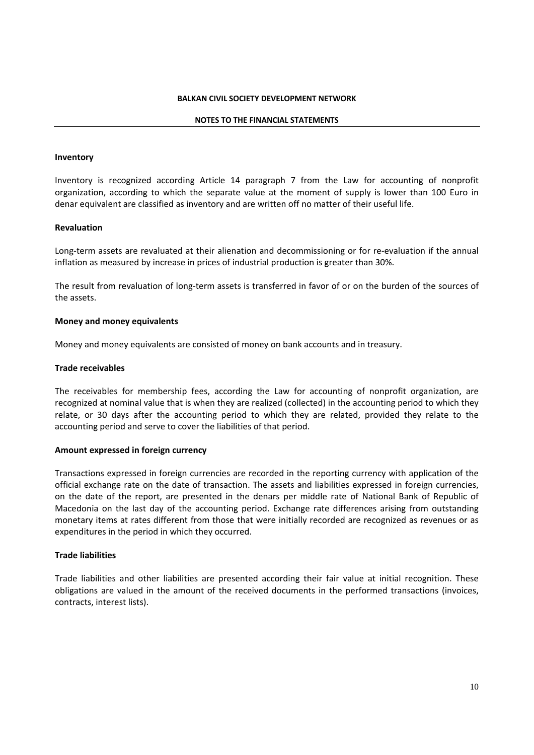**BALKAN CIVIL SOCIETY DEVELOPMENT NETWORK**

**NOTES TO THE FINANCIAL STATEMENTS**

**Inventory**

Inventory is recognized according Article 14 paragraph 7 from the Law for accounting of nonprofit organization, according to which the separate value at the moment of supply is lower than 100 Euro in denar equivalent are classified as inventory and are written off no matter of their useful life.

**Revaluation**

Long-term assets are revaluated at their alienation and decommissioning or for re-evaluation if the annual inflation as measured by increase in prices of industrial production is greater than 30%.

The result from revaluation of long-term assets is transferred in favor of or on the burden of the sources of the assets.

**Money and money equivalents**

Money and money equivalents are consisted of money on bank accounts and in treasury.

**Trade receivables**

The receivables for membership fees, according the Law for accounting of nonprofit organization, are recognized at nominal value that is when they are realized (collected) in the accounting period to which they relate, or 30 days after the accounting period to which they are related, provided they relate to the accounting period and serve to cover the liabilities of that period.

**Amount expressed in foreign currency**

Transactions expressed in foreign currencies are recorded in the reporting currency with application of the official exchange rate on the date of transaction. The assets and liabilities expressed in foreign currencies, on the date of the report, are presented in the denars per middle rate of National Bank of Republic of Macedonia on the last day of the accounting period. Exchange rate differences arising from outstanding monetary items at rates different from those that were initially recorded are recognized as revenues or as expenditures in the period in which they occurred.

**Trade liabilities**

Trade liabilities and other liabilities are presented according their fair value at initial recognition. These obligations are valued in the amount of the received documents in the performed transactions (invoices, contracts, interest lists).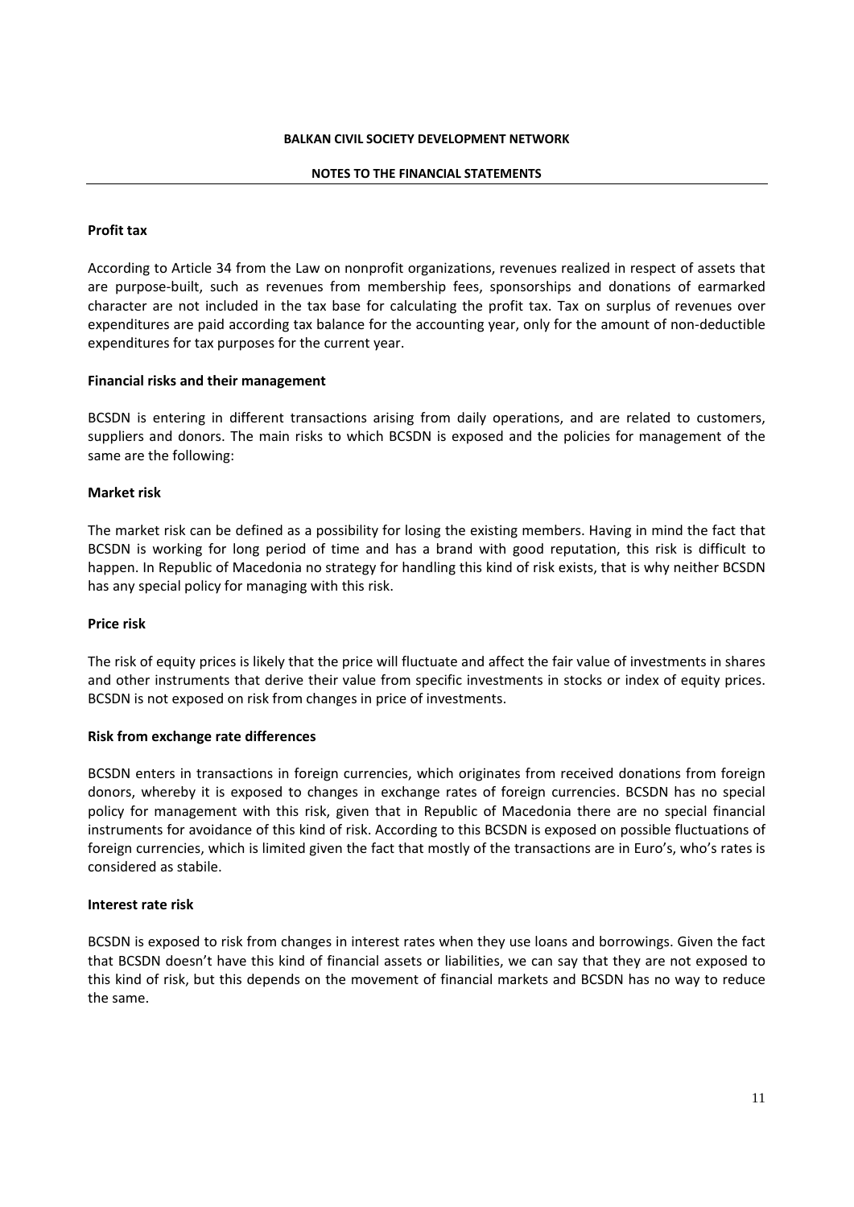### Profit tax

According to Article 34 from the Law on nonprofit organizations, revenues realized in respect of assets that are purpose-built, such as revenues from membership fees, sponsorships and donations of earmarked character are not included in the tax base for calculating the profit tax. Tax on surplus of revenues over expenditures are paid according tax balance for the accounting year, only for the amount of non-deductible expenditures for tax purposes for the current year.

### Financial risks and their management

BCSDN is entering in different transactions arising from daily operations, and are related to customers, suppliers and donors. The main risks to which BCSDN is exposed and the policies for management of the same are the following:

### Market risk

The market risk can be defined as a possibility for losing the existing members. Having in mind the fact that BCSDN is working for long period of time and has a brand with good reputation, this risk is difficult to happen. In Republic of Macedonia no strategy for handling this kind of risk exists, that is why neither BCSDN has any special policy for managing with this risk.

### Price risk

The risk of equity prices is likely that the price will fluctuate and affect the fair value of investments in shares and other instruments that derive their value from specific investments in stocks or index of equity prices. BCSDN is not exposed on risk from changes in price of investments.

### Risk from exchange rate differences

BCSDN enters in transactions in foreign currencies, which originates from received donations from foreign donors, whereby it is exposed to changes in exchange rates of foreign currencies. BCSDN has no special policy for management with this risk, given that in Republic of Macedonia there are no special financial instruments for avoidance of this kind of risk. According to this BCSDN is exposed on possible fluctuations of foreign currencies, which is limited given the fact that mostly of the transactions are in Euro's, who's rates is considered as stabile.

### Interest rate risk

BCSDN is exposed to risk from changes in interest rates when they use loans and borrowings. Given the fact that BCSDN doesn't have this kind of financial assets or liabilities, we can say that they are not exposed to this kind of risk, but this depends on the movement of financial markets and BCSDN has no way to reduce the same.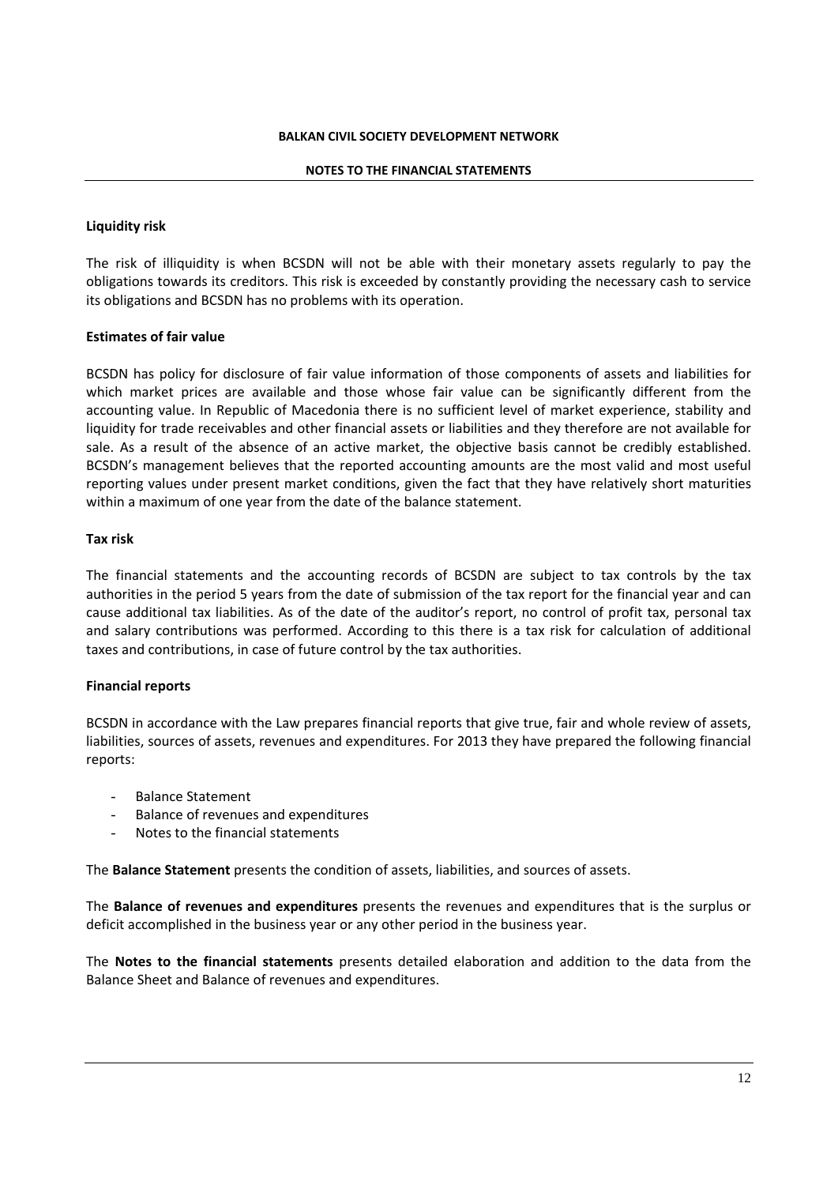### Liquidity risk

The risk of illiquidity is when BCSDN will not be able with their monetary assets regularly to pay the obligations towards its creditors. This risk is exceeded by constantly providing the necessary cash to service its obligations and BCSDN has no problems with its operation.

### Estimates of fair value

BCSDN has policy for disclosure of fair value information of those components of assets and liabilities for which market prices are available and those whose fair value can be significantly different from the accounting value. In Republic of Macedonia there is no sufficient level of market experience, stability and liquidity for trade receivables and other financial assets or liabilities and they therefore are not available for sale. As a result of the absence of an active market, the objective basis cannot be credibly established. BCSDN's management believes that the reported accounting amounts are the most valid and most useful reporting values under present market conditions, given the fact that they have relatively short maturities within a maximum of one year from the date of the balance statement.

### Tax risk

The financial statements and the accounting records of BCSDN are subject to tax controls by the tax authorities in the period 5 years from the date of submission of the tax report for the financial year and can cause additional tax liabilities. As of the date of the auditor's report, no control of profit tax, personal tax and salary contributions was performed. According to this there is a tax risk for calculation of additional taxes and contributions, in case of future control by the tax authorities.

### Financial reports

BCSDN in accordance with the Law prepares financial reports that give true, fair and whole review of assets, liabilities, sources of assets, revenues and expenditures. For 2013 they have prepared the following financial reports:

- Balance Statement
- Balance of revenues and expenditures
- Notes to the financial statements

The **Balance Statement** presents the condition of assets, liabilities, and sources of assets.

The **Balance of revenues and expenditures** presents the revenues and expenditures that is the surplus or deficit accomplished in the business year or any other period in the business year.

The **Notes to the financial statements** presents detailed elaboration and addition to the data from the Balance Sheet and Balance of revenues and expenditures.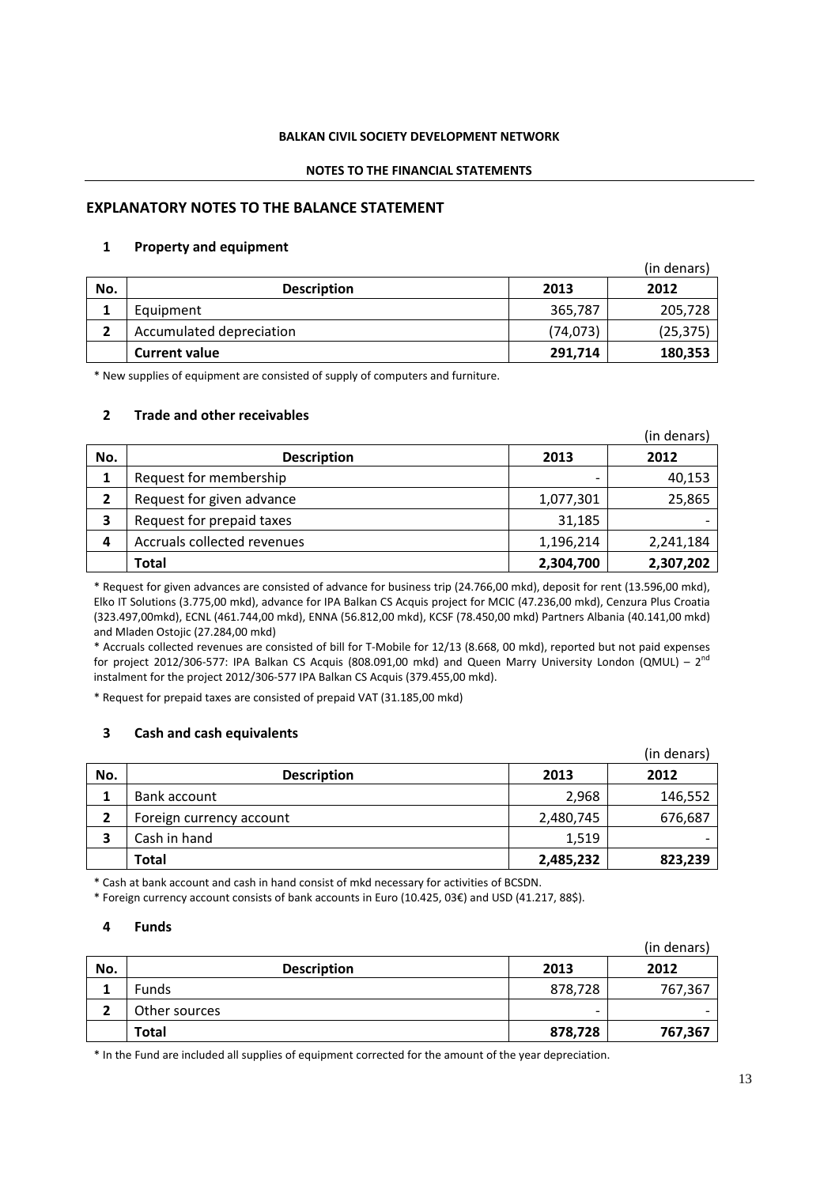**BALKAN CIVIL SOCIETY DEVELOPMENT NETWORK**

**NOTES TO THE FINANCIAL STATEMENTS**

## EXPLANATORY NOTES TO THE BALANCE STATEMENT

### 1 Property and equipment

(in denars)

| No. | Description | 2013 | 2012 |
|---|---|---|---|
| 1 | Equipment | 365,787 | 205,728 |
| 2 | Accumulated depreciation | (74,073) | (25,375) |
| | **Current value** | **291,714** | **180,353** |

* New supplies of equipment are consisted of supply of computers and furniture.

### 2 Trade and other receivables

(in denars)

| No. | Description | 2013 | 2012 |
|---|---|---|---|
| 1 | Request for membership | - | 40,153 |
| 2 | Request for given advance | 1,077,301 | 25,865 |
| 3 | Request for prepaid taxes | 31,185 | - |
| 4 | Accruals collected revenues | 1,196,214 | 2,241,184 |
| | **Total** | **2,304,700** | **2,307,202** |

* Request for given advances are consisted of advance for business trip (24.766,00 mkd), deposit for rent (13.596,00 mkd), Elko IT Solutions (3.775,00 mkd), advance for IPA Balkan CS Acquis project for MCIC (47.236,00 mkd), Cenzura Plus Croatia (323.497,00mkd), ECNL (461.744,00 mkd), ENNA (56.812,00 mkd), KCSF (78.450,00 mkd) Partners Albania (40.141,00 mkd) and Mladen Ostojic (27.284,00 mkd)

* Accruals collected revenues are consisted of bill for T-Mobile for 12/13 (8.668, 00 mkd), reported but not paid expenses for project 2012/306-577: IPA Balkan CS Acquis (808.091,00 mkd) and Queen Marry University London (QMUL) – 2nd instalment for the project 2012/306-577 IPA Balkan CS Acquis (379.455,00 mkd).

* Request for prepaid taxes are consisted of prepaid VAT (31.185,00 mkd)

### 3 Cash and cash equivalents

(in denars)

| No. | Description | 2013 | 2012 |
|---|---|---|---|
| 1 | Bank account | 2,968 | 146,552 |
| 2 | Foreign currency account | 2,480,745 | 676,687 |
| 3 | Cash in hand | 1,519 | - |
| | **Total** | **2,485,232** | **823,239** |

* Cash at bank account and cash in hand consist of mkd necessary for activities of BCSDN.

* Foreign currency account consists of bank accounts in Euro (10.425, 03€) and USD (41.217, 88$).

### 4 Funds

(in denars)

| No. | Description | 2013 | 2012 |
|---|---|---|---|
| 1 | Funds | 878,728 | 767,367 |
| 2 | Other sources | - | - |
| | **Total** | **878,728** | **767,367** |

* In the Fund are included all supplies of equipment corrected for the amount of the year depreciation.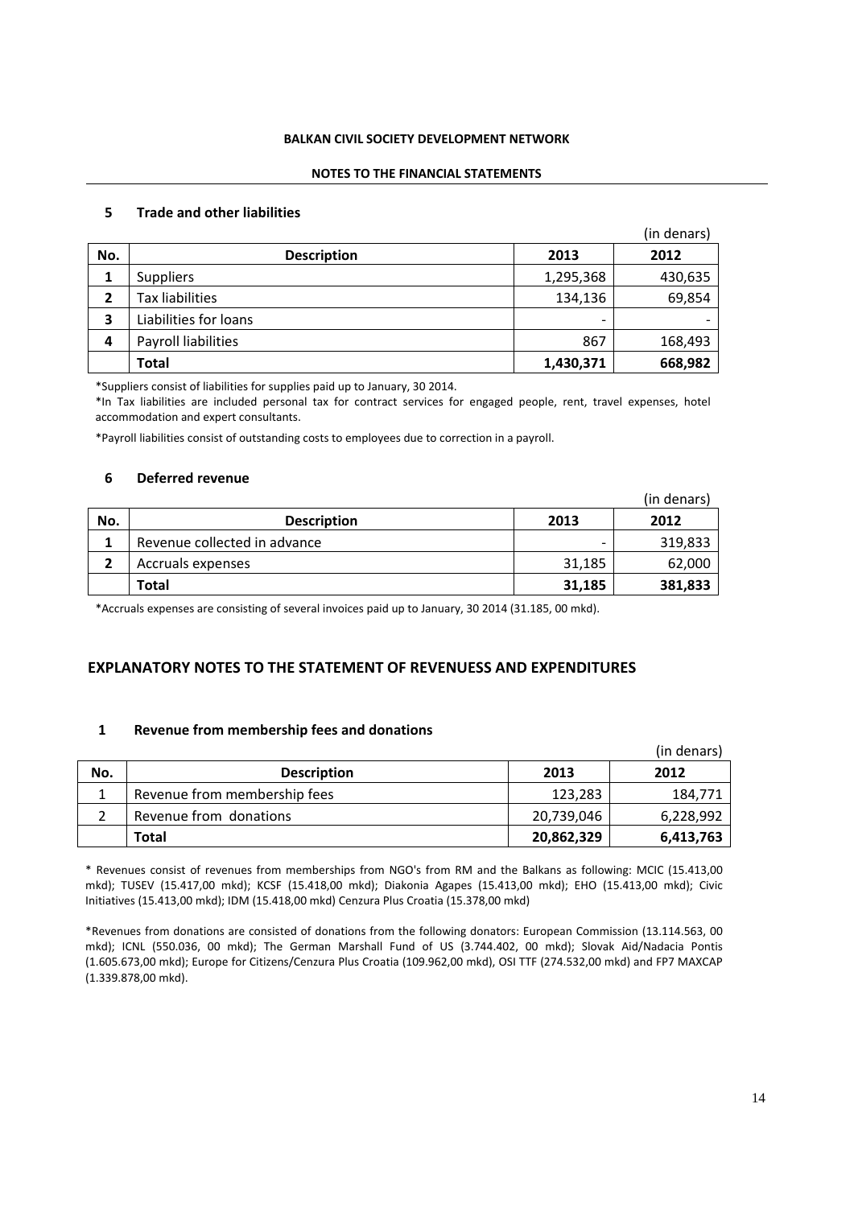**BALKAN CIVIL SOCIETY DEVELOPMENT NETWORK**

**NOTES TO THE FINANCIAL STATEMENTS**

## 5 Trade and other liabilities

(in denars)

| No. | Description | 2013 | 2012 |
|---|---|---|---|
| 1 | Suppliers | 1,295,368 | 430,635 |
| 2 | Tax liabilities | 134,136 | 69,854 |
| 3 | Liabilities for loans | - | - |
| 4 | Payroll liabilities | 867 | 168,493 |
| | **Total** | **1,430,371** | **668,982** |

*Suppliers consist of liabilities for supplies paid up to January, 30 2014.

*In Tax liabilities are included personal tax for contract services for engaged people, rent, travel expenses, hotel accommodation and expert consultants.

*Payroll liabilities consist of outstanding costs to employees due to correction in a payroll.

## 6 Deferred revenue

(in denars)

| No. | Description | 2013 | 2012 |
|---|---|---|---|
| 1 | Revenue collected in advance | - | 319,833 |
| 2 | Accruals expenses | 31,185 | 62,000 |
| | **Total** | **31,185** | **381,833** |

*Accruals expenses are consisting of several invoices paid up to January, 30 2014 (31.185, 00 mkd).

## EXPLANATORY NOTES TO THE STATEMENT OF REVENUESS AND EXPENDITURES

## 1 Revenue from membership fees and donations

(in denars)

| No. | Description | 2013 | 2012 |
|---|---|---|---|
| 1 | Revenue from membership fees | 123,283 | 184,771 |
| 2 | Revenue from donations | 20,739,046 | 6,228,992 |
| | **Total** | **20,862,329** | **6,413,763** |

* Revenues consist of revenues from memberships from NGO's from RM and the Balkans as following: MCIC (15.413,00 mkd); TUSEV (15.417,00 mkd); KCSF (15.418,00 mkd); Diakonia Agapes (15.413,00 mkd); EHO (15.413,00 mkd); Civic Initiatives (15.413,00 mkd); IDM (15.418,00 mkd) Cenzura Plus Croatia (15.378,00 mkd)

*Revenues from donations are consisted of donations from the following donators: European Commission (13.114.563, 00 mkd); ICNL (550.036, 00 mkd); The German Marshall Fund of US (3.744.402, 00 mkd); Slovak Aid/Nadacia Pontis (1.605.673,00 mkd); Europe for Citizens/Cenzura Plus Croatia (109.962,00 mkd), OSI TTF (274.532,00 mkd) and FP7 MAXCAP (1.339.878,00 mkd).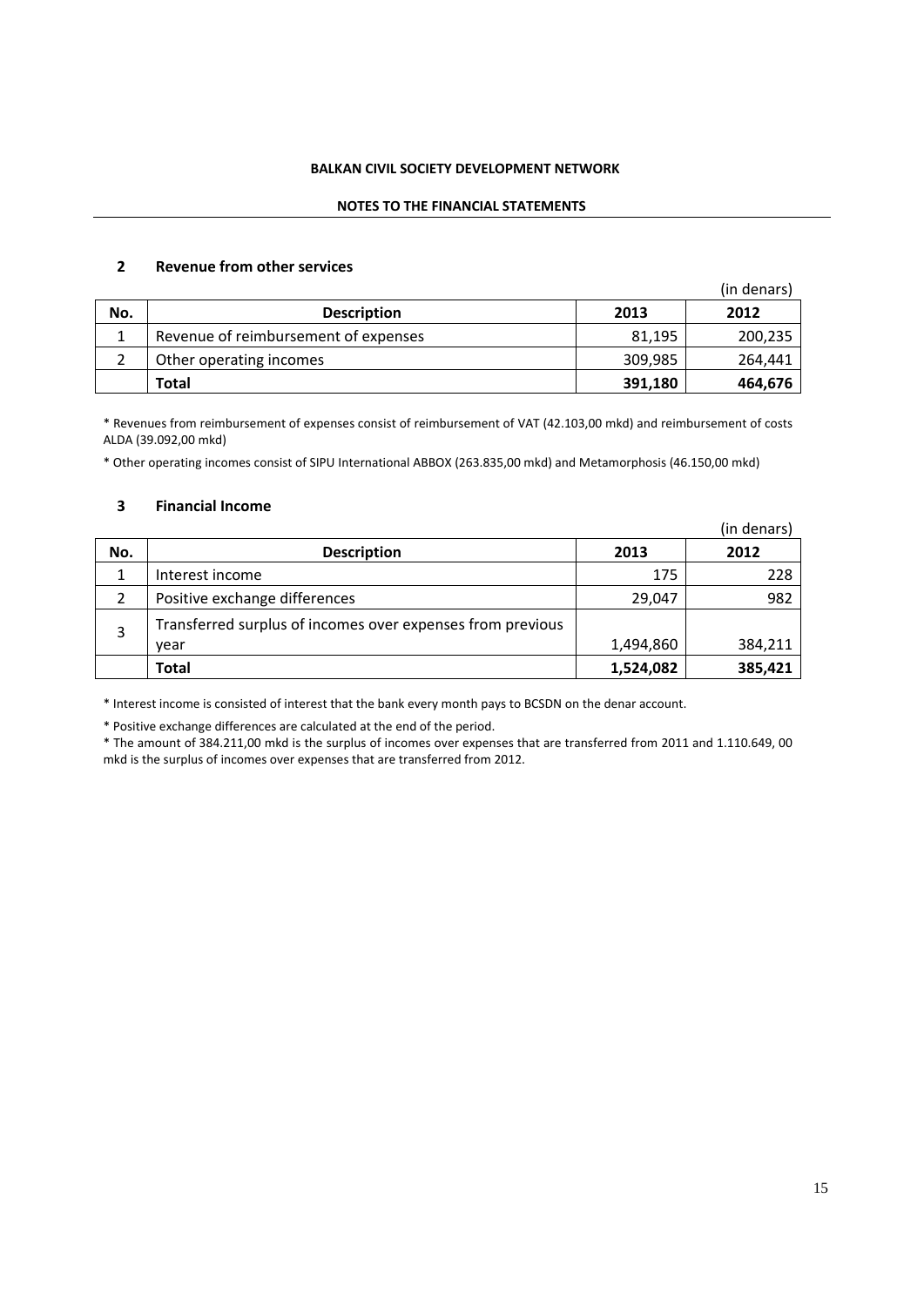**BALKAN CIVIL SOCIETY DEVELOPMENT NETWORK**

**NOTES TO THE FINANCIAL STATEMENTS**

## 2 Revenue from other services

(in denars)

| No. | Description | 2013 | 2012 |
|---|---|---|---|
| 1 | Revenue of reimbursement of expenses | 81,195 | 200,235 |
| 2 | Other operating incomes | 309,985 | 264,441 |
| | **Total** | **391,180** | **464,676** |

* Revenues from reimbursement of expenses consist of reimbursement of VAT (42.103,00 mkd) and reimbursement of costs ALDA (39.092,00 mkd)

* Other operating incomes consist of SIPU International ABBOX (263.835,00 mkd) and Metamorphosis (46.150,00 mkd)

## 3 Financial Income

(in denars)

| No. | Description | 2013 | 2012 |
|---|---|---|---|
| 1 | Interest income | 175 | 228 |
| 2 | Positive exchange differences | 29,047 | 982 |
| 3 | Transferred surplus of incomes over expenses from previous year | 1,494,860 | 384,211 |
| | **Total** | **1,524,082** | **385,421** |

* Interest income is consisted of interest that the bank every month pays to BCSDN on the denar account.

* Positive exchange differences are calculated at the end of the period.

* The amount of 384.211,00 mkd is the surplus of incomes over expenses that are transferred from 2011 and 1.110.649, 00 mkd is the surplus of incomes over expenses that are transferred from 2012.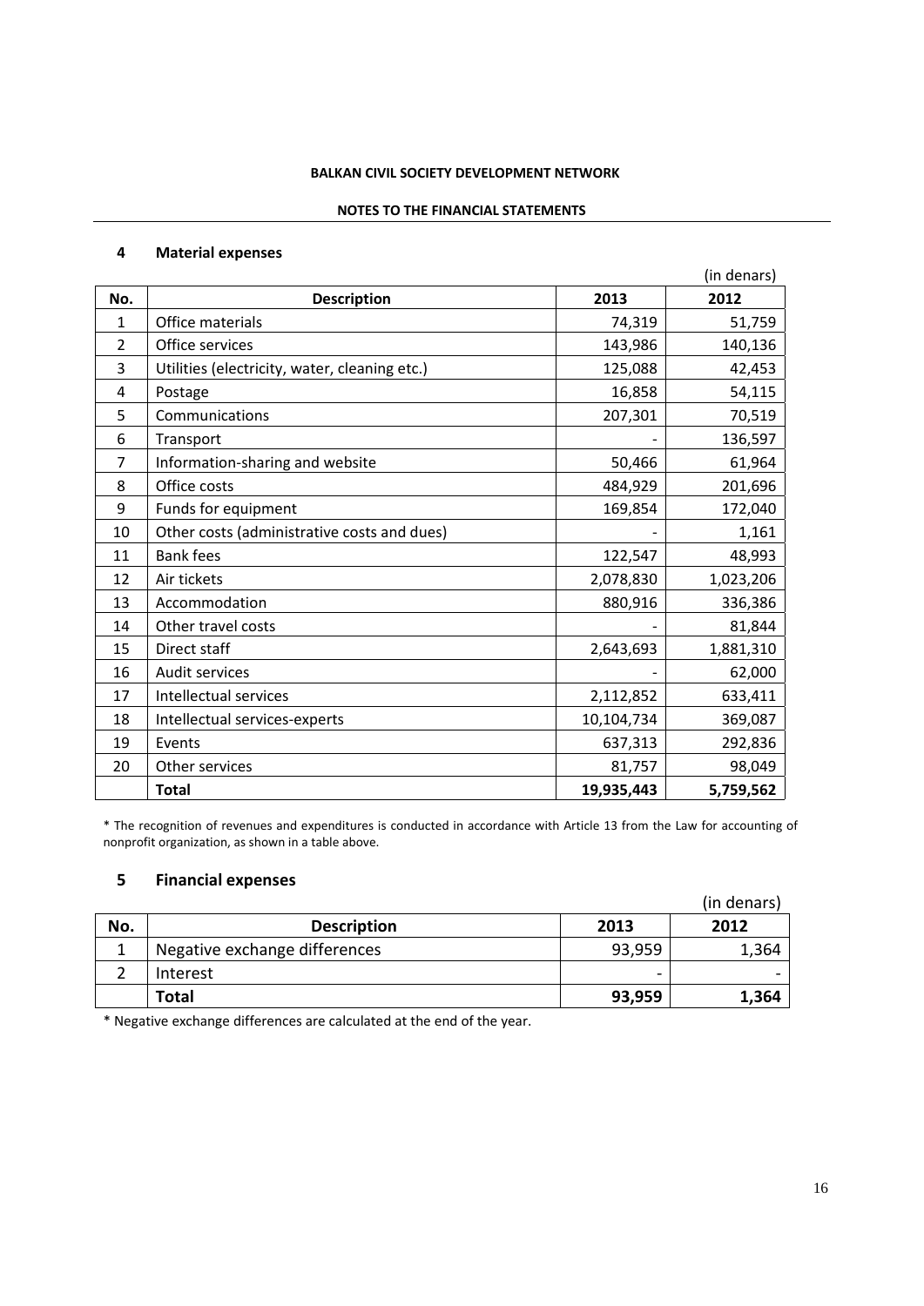**BALKAN CIVIL SOCIETY DEVELOPMENT NETWORK**

**NOTES TO THE FINANCIAL STATEMENTS**

## 4 Material expenses

(in denars)

| No. | Description | 2013 | 2012 |
|---|---|---|---|
| 1 | Office materials | 74,319 | 51,759 |
| 2 | Office services | 143,986 | 140,136 |
| 3 | Utilities (electricity, water, cleaning etc.) | 125,088 | 42,453 |
| 4 | Postage | 16,858 | 54,115 |
| 5 | Communications | 207,301 | 70,519 |
| 6 | Transport | - | 136,597 |
| 7 | Information-sharing and website | 50,466 | 61,964 |
| 8 | Office costs | 484,929 | 201,696 |
| 9 | Funds for equipment | 169,854 | 172,040 |
| 10 | Other costs (administrative costs and dues) | - | 1,161 |
| 11 | Bank fees | 122,547 | 48,993 |
| 12 | Air tickets | 2,078,830 | 1,023,206 |
| 13 | Accommodation | 880,916 | 336,386 |
| 14 | Other travel costs | - | 81,844 |
| 15 | Direct staff | 2,643,693 | 1,881,310 |
| 16 | Audit services | - | 62,000 |
| 17 | Intellectual services | 2,112,852 | 633,411 |
| 18 | Intellectual services-experts | 10,104,734 | 369,087 |
| 19 | Events | 637,313 | 292,836 |
| 20 | Other services | 81,757 | 98,049 |
| | **Total** | **19,935,443** | **5,759,562** |

* The recognition of revenues and expenditures is conducted in accordance with Article 13 from the Law for accounting of nonprofit organization, as shown in a table above.

## 5 Financial expenses

(in denars)

| No. | Description | 2013 | 2012 |
|---|---|---|---|
| 1 | Negative exchange differences | 93,959 | 1,364 |
| 2 | Interest | - | - |
| | **Total** | **93,959** | **1,364** |

* Negative exchange differences are calculated at the end of the year.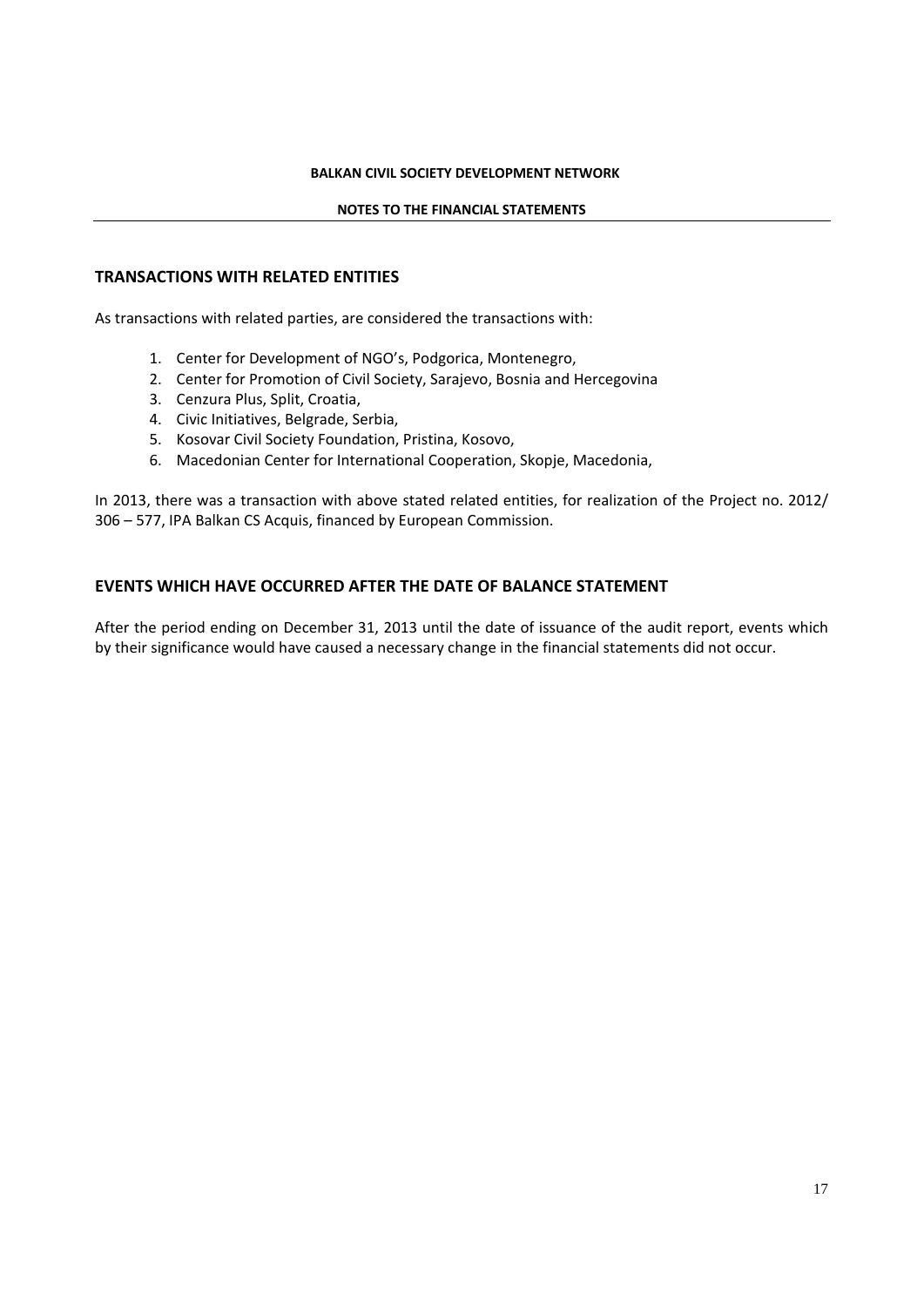## TRANSACTIONS WITH RELATED ENTITIES

As transactions with related parties, are considered the transactions with:

1. Center for Development of NGO's, Podgorica, Montenegro,
2. Center for Promotion of Civil Society, Sarajevo, Bosnia and Hercegovina
3. Cenzura Plus, Split, Croatia,
4. Civic Initiatives, Belgrade, Serbia,
5. Kosovar Civil Society Foundation, Pristina, Kosovo,
6. Macedonian Center for International Cooperation, Skopje, Macedonia,

In 2013, there was a transaction with above stated related entities, for realization of the Project no. 2012/ 306 – 577, IPA Balkan CS Acquis, financed by European Commission.

## EVENTS WHICH HAVE OCCURRED AFTER THE DATE OF BALANCE STATEMENT

After the period ending on December 31, 2013 until the date of issuance of the audit report, events which by their significance would have caused a necessary change in the financial statements did not occur.